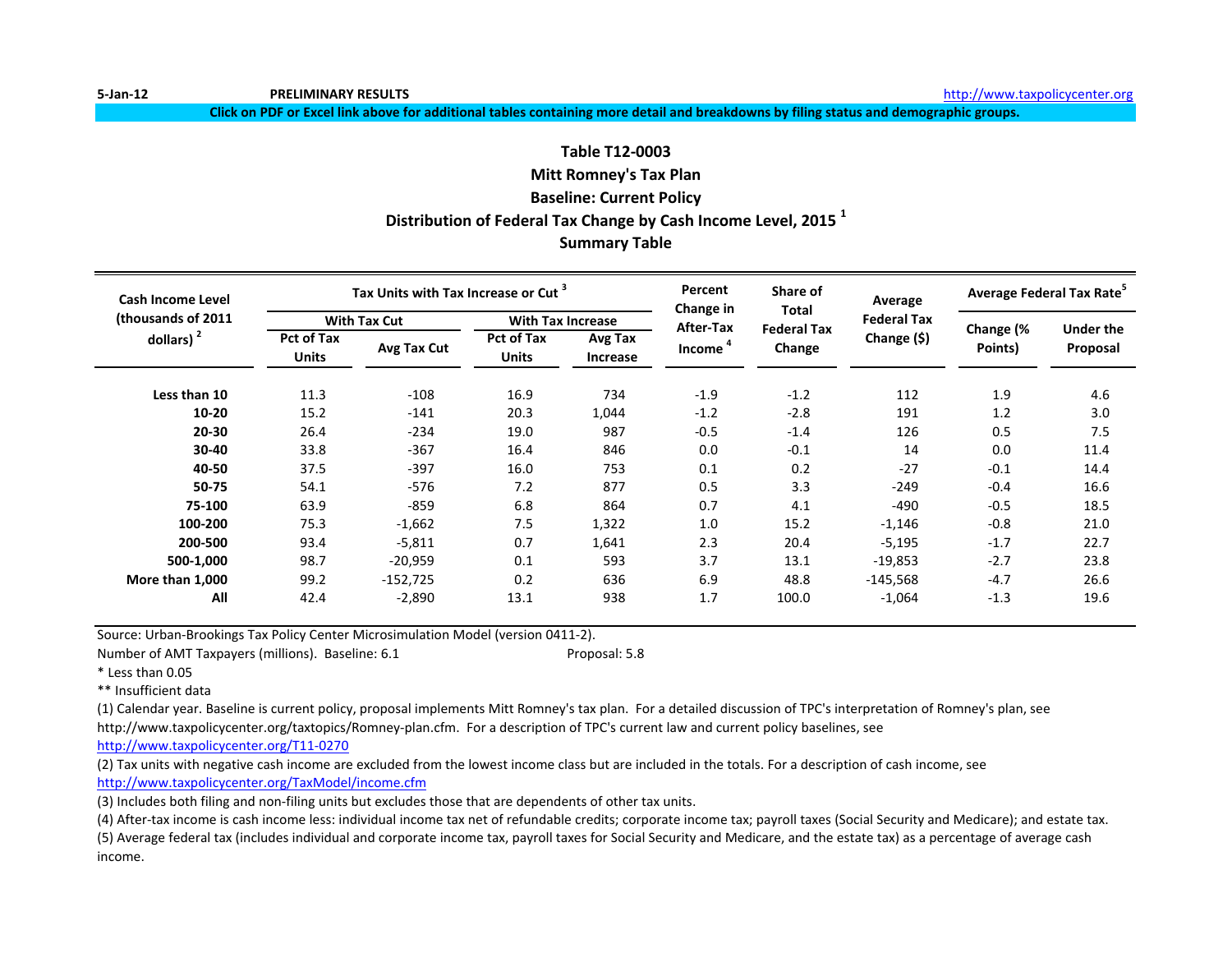5-Jan-12 **PRELIMINARY RESULTS** http://www.taxpolicycenter.org

**Click on PDF or Excel link above for additional tables containing more detail and breakdowns by filing status and demographic groups.**

## Table T12-0003
## Mitt Romney's Tax Plan
## Baseline: Current Policy
## Distribution of Federal Tax Change by Cash Income Level, 2015 [1]
## Summary Table

| Cash Income Level (thousands of 2011 dollars) [2] | Tax Units with Tax Increase or Cut [3] | | | | Percent Change in After-Tax Income [4] | Share of Total Federal Tax Change | Average Federal Tax Change ($) | Average Federal Tax Rate[5] | |
|---|---|---|---|---|---|---|---|---|---|
| | With Tax Cut | | With Tax Increase | | | | | | |
| | Pct of Tax Units | Avg Tax Cut | Pct of Tax Units | Avg Tax Increase | | | | Change (% Points) | Under the Proposal |
| **Less than 10** | 11.3 | -108 | 16.9 | 734 | -1.9 | -1.2 | 112 | 1.9 | 4.6 |
| **10-20** | 15.2 | -141 | 20.3 | 1,044 | -1.2 | -2.8 | 191 | 1.2 | 3.0 |
| **20-30** | 26.4 | -234 | 19.0 | 987 | -0.5 | -1.4 | 126 | 0.5 | 7.5 |
| **30-40** | 33.8 | -367 | 16.4 | 846 | 0.0 | -0.1 | 14 | 0.0 | 11.4 |
| **40-50** | 37.5 | -397 | 16.0 | 753 | 0.1 | 0.2 | -27 | -0.1 | 14.4 |
| **50-75** | 54.1 | -576 | 7.2 | 877 | 0.5 | 3.3 | -249 | -0.4 | 16.6 |
| **75-100** | 63.9 | -859 | 6.8 | 864 | 0.7 | 4.1 | -490 | -0.5 | 18.5 |
| **100-200** | 75.3 | -1,662 | 7.5 | 1,322 | 1.0 | 15.2 | -1,146 | -0.8 | 21.0 |
| **200-500** | 93.4 | -5,811 | 0.7 | 1,641 | 2.3 | 20.4 | -5,195 | -1.7 | 22.7 |
| **500-1,000** | 98.7 | -20,959 | 0.1 | 593 | 3.7 | 13.1 | -19,853 | -2.7 | 23.8 |
| **More than 1,000** | 99.2 | -152,725 | 0.2 | 636 | 6.9 | 48.8 | -145,568 | -4.7 | 26.6 |
| **All** | 42.4 | -2,890 | 13.1 | 938 | 1.7 | 100.0 | -1,064 | -1.3 | 19.6 |

Source: Urban-Brookings Tax Policy Center Microsimulation Model (version 0411-2).

Number of AMT Taxpayers (millions). Baseline: 6.1 Proposal: 5.8

* Less than 0.05

** Insufficient data

(1) Calendar year. Baseline is current policy, proposal implements Mitt Romney's tax plan. For a detailed discussion of TPC's interpretation of Romney's plan, see http://www.taxpolicycenter.org/taxtopics/Romney-plan.cfm. For a description of TPC's current law and current policy baselines, see http://www.taxpolicycenter.org/T11-0270

(2) Tax units with negative cash income are excluded from the lowest income class but are included in the totals. For a description of cash income, see http://www.taxpolicycenter.org/TaxModel/income.cfm

(3) Includes both filing and non-filing units but excludes those that are dependents of other tax units.

(4) After-tax income is cash income less: individual income tax net of refundable credits; corporate income tax; payroll taxes (Social Security and Medicare); and estate tax.

(5) Average federal tax (includes individual and corporate income tax, payroll taxes for Social Security and Medicare, and the estate tax) as a percentage of average cash income.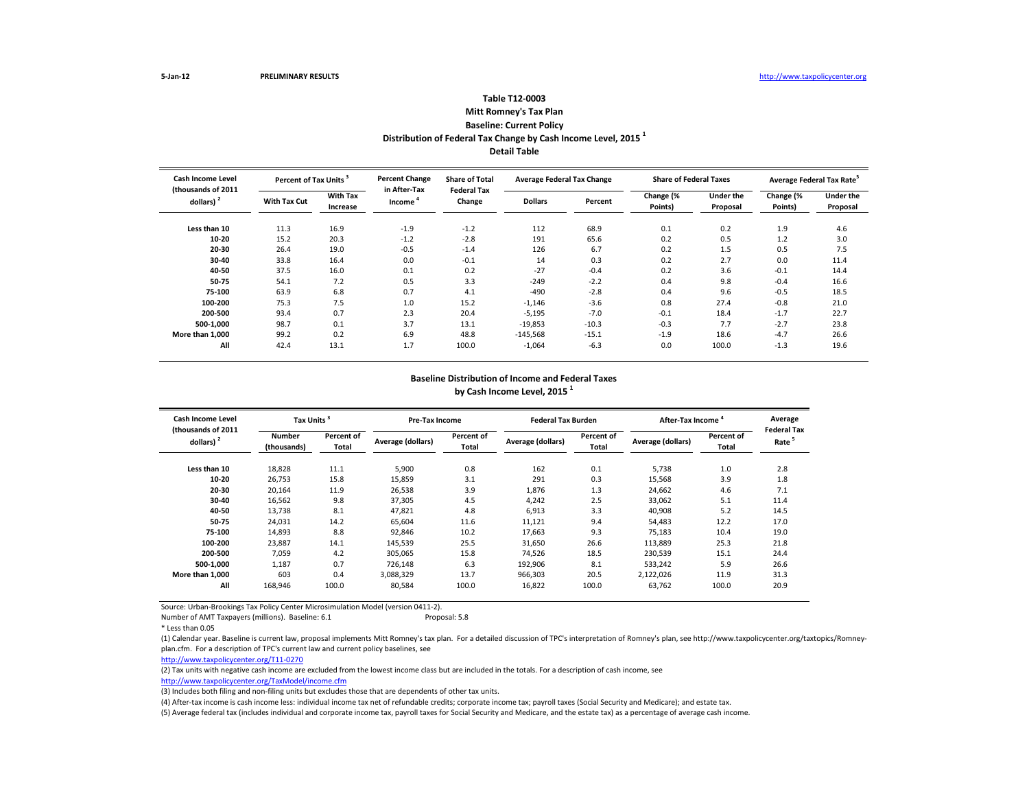5-Jan-12 PRELIMINARY RESULTS http://www.taxpolicycenter.org

# Table T12-0003
## Mitt Romney's Tax Plan
## Baseline: Current Policy
## Distribution of Federal Tax Change by Cash Income Level, 2015 [1]
## Detail Table

| Cash Income Level (thousands of 2011 dollars) [2] | Percent of Tax Units [3] | | Percent Change in After-Tax Income [4] | Share of Total Federal Tax Change | Average Federal Tax Change | | Share of Federal Taxes | | Average Federal Tax Rate [5] | |
|---|---|---|---|---|---|---|---|---|---|---|
| | With Tax Cut | With Tax Increase | | | Dollars | Percent | Change (% Points) | Under the Proposal | Change (% Points) | Under the Proposal |
| Less than 10 | 11.3 | 16.9 | -1.9 | -1.2 | 112 | 68.9 | 0.1 | 0.2 | 1.9 | 4.6 |
| 10-20 | 15.2 | 20.3 | -1.2 | -2.8 | 191 | 65.6 | 0.2 | 0.5 | 1.2 | 3.0 |
| 20-30 | 26.4 | 19.0 | -0.5 | -1.4 | 126 | 6.7 | 0.2 | 1.5 | 0.5 | 7.5 |
| 30-40 | 33.8 | 16.4 | 0.0 | -0.1 | 14 | 0.3 | 0.2 | 2.7 | 0.0 | 11.4 |
| 40-50 | 37.5 | 16.0 | 0.1 | 0.2 | -27 | -0.4 | 0.2 | 3.6 | -0.1 | 14.4 |
| 50-75 | 54.1 | 7.2 | 0.5 | 3.3 | -249 | -2.2 | 0.4 | 9.8 | -0.4 | 16.6 |
| 75-100 | 63.9 | 6.8 | 0.7 | 4.1 | -490 | -2.8 | 0.4 | 9.6 | -0.5 | 18.5 |
| 100-200 | 75.3 | 7.5 | 1.0 | 15.2 | -1,146 | -3.6 | 0.8 | 27.4 | -0.8 | 21.0 |
| 200-500 | 93.4 | 0.7 | 2.3 | 20.4 | -5,195 | -7.0 | -0.1 | 18.4 | -1.7 | 22.7 |
| 500-1,000 | 98.7 | 0.1 | 3.7 | 13.1 | -19,853 | -10.3 | -0.3 | 7.7 | -2.7 | 23.8 |
| More than 1,000 | 99.2 | 0.2 | 6.9 | 48.8 | -145,568 | -15.1 | -1.9 | 18.6 | -4.7 | 26.6 |
| All | 42.4 | 13.1 | 1.7 | 100.0 | -1,064 | -6.3 | 0.0 | 100.0 | -1.3 | 19.6 |

## Baseline Distribution of Income and Federal Taxes by Cash Income Level, 2015 [1]

| Cash Income Level (thousands of 2011 dollars) [2] | Tax Units [3] | | Pre-Tax Income | | Federal Tax Burden | | After-Tax Income [4] | | Average Federal Tax Rate [5] |
|---|---|---|---|---|---|---|---|---|---|
| | Number (thousands) | Percent of Total | Average (dollars) | Percent of Total | Average (dollars) | Percent of Total | Average (dollars) | Percent of Total | |
| Less than 10 | 18,828 | 11.1 | 5,900 | 0.8 | 162 | 0.1 | 5,738 | 1.0 | 2.8 |
| 10-20 | 26,753 | 15.8 | 15,859 | 3.1 | 291 | 0.3 | 15,568 | 3.9 | 1.8 |
| 20-30 | 20,164 | 11.9 | 26,538 | 3.9 | 1,876 | 1.3 | 24,662 | 4.6 | 7.1 |
| 30-40 | 16,562 | 9.8 | 37,305 | 4.5 | 4,242 | 2.5 | 33,062 | 5.1 | 11.4 |
| 40-50 | 13,738 | 8.1 | 47,821 | 4.8 | 6,913 | 3.3 | 40,908 | 5.2 | 14.5 |
| 50-75 | 24,031 | 14.2 | 65,604 | 11.6 | 11,121 | 9.4 | 54,483 | 12.2 | 17.0 |
| 75-100 | 14,893 | 8.8 | 92,846 | 10.2 | 17,663 | 9.3 | 75,183 | 10.4 | 19.0 |
| 100-200 | 23,887 | 14.1 | 145,539 | 25.5 | 31,650 | 26.6 | 113,889 | 25.3 | 21.8 |
| 200-500 | 7,059 | 4.2 | 305,065 | 15.8 | 74,526 | 18.5 | 230,539 | 15.1 | 24.4 |
| 500-1,000 | 1,187 | 0.7 | 726,148 | 6.3 | 192,906 | 8.1 | 533,242 | 5.9 | 26.6 |
| More than 1,000 | 603 | 0.4 | 3,088,329 | 13.7 | 966,303 | 20.5 | 2,122,026 | 11.9 | 31.3 |
| All | 168,946 | 100.0 | 80,584 | 100.0 | 16,822 | 100.0 | 63,762 | 100.0 | 20.9 |

Source: Urban-Brookings Tax Policy Center Microsimulation Model (version 0411-2).

Number of AMT Taxpayers (millions). Baseline: 6.1 Proposal: 5.8

* Less than 0.05

(1) Calendar year. Baseline is current law, proposal implements Mitt Romney's tax plan. For a detailed discussion of TPC's interpretation of Romney's plan, see http://www.taxpolicycenter.org/taxtopics/Romney-plan.cfm. For a description of TPC's current law and current policy baselines, see http://www.taxpolicycenter.org/T11-0270

(2) Tax units with negative cash income are excluded from the lowest income class but are included in the totals. For a description of cash income, see http://www.taxpolicycenter.org/TaxModel/income.cfm

(3) Includes both filing and non-filing units but excludes those that are dependents of other tax units.

(4) After-tax income is cash income less: individual income tax net of refundable credits; corporate income tax; payroll taxes (Social Security and Medicare); and estate tax.

(5) Average federal tax (includes individual and corporate income tax, payroll taxes for Social Security and Medicare, and the estate tax) as a percentage of average cash income.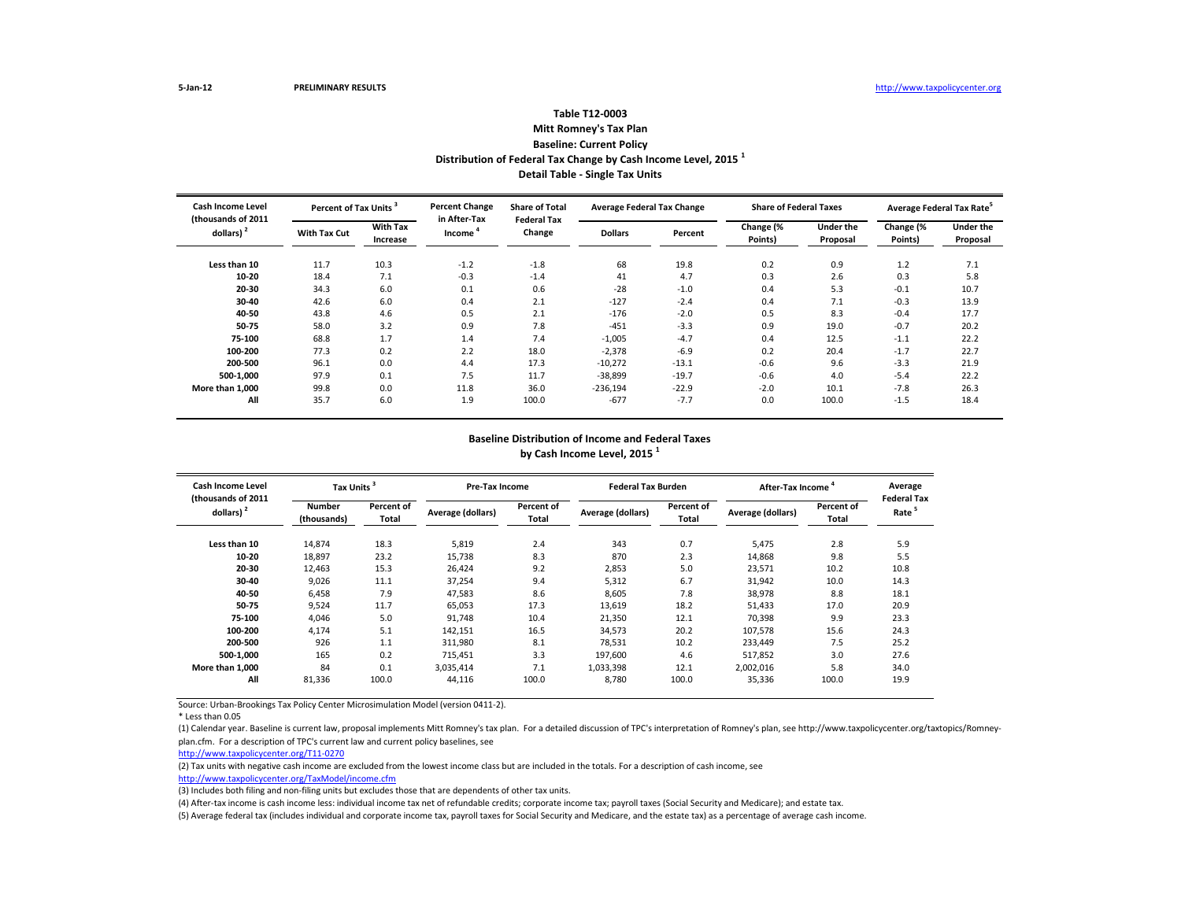5-Jan-12 **PRELIMINARY RESULTS** http://www.taxpolicycenter.org

## Table T12-0003
## Mitt Romney's Tax Plan
## Baseline: Current Policy
## Distribution of Federal Tax Change by Cash Income Level, 2015 [1]
## Detail Table - Single Tax Units

| Cash Income Level (thousands of 2011 dollars) [2] | Percent of Tax Units [3] | | Percent Change in After-Tax Income [4] | Share of Total Federal Tax Change | Average Federal Tax Change | | Share of Federal Taxes | | Average Federal Tax Rate[5] | |
|---|---|---|---|---|---|---|---|---|---|---|
| | With Tax Cut | With Tax Increase | | | Dollars | Percent | Change (% Points) | Under the Proposal | Change (% Points) | Under the Proposal |
| Less than 10 | 11.7 | 10.3 | -1.2 | -1.8 | 68 | 19.8 | 0.2 | 0.9 | 1.2 | 7.1 |
| 10-20 | 18.4 | 7.1 | -0.3 | -1.4 | 41 | 4.7 | 0.3 | 2.6 | 0.3 | 5.8 |
| 20-30 | 34.3 | 6.0 | 0.1 | 0.6 | -28 | -1.0 | 0.4 | 5.3 | -0.1 | 10.7 |
| 30-40 | 42.6 | 6.0 | 0.4 | 2.1 | -127 | -2.4 | 0.4 | 7.1 | -0.3 | 13.9 |
| 40-50 | 43.8 | 4.6 | 0.5 | 2.1 | -176 | -2.0 | 0.5 | 8.3 | -0.4 | 17.7 |
| 50-75 | 58.0 | 3.2 | 0.9 | 7.8 | -451 | -3.3 | 0.9 | 19.0 | -0.7 | 20.2 |
| 75-100 | 68.8 | 1.7 | 1.4 | 7.4 | -1,005 | -4.7 | 0.4 | 12.5 | -1.1 | 22.2 |
| 100-200 | 77.3 | 0.2 | 2.2 | 18.0 | -2,378 | -6.9 | 0.2 | 20.4 | -1.7 | 22.7 |
| 200-500 | 96.1 | 0.0 | 4.4 | 17.3 | -10,272 | -13.1 | -0.6 | 9.6 | -3.3 | 21.9 |
| 500-1,000 | 97.9 | 0.1 | 7.5 | 11.7 | -38,899 | -19.7 | -0.6 | 4.0 | -5.4 | 22.2 |
| More than 1,000 | 99.8 | 0.0 | 11.8 | 36.0 | -236,194 | -22.9 | -2.0 | 10.1 | -7.8 | 26.3 |
| All | 35.7 | 6.0 | 1.9 | 100.0 | -677 | -7.7 | 0.0 | 100.0 | -1.5 | 18.4 |

## Baseline Distribution of Income and Federal Taxes by Cash Income Level, 2015 [1]

| Cash Income Level (thousands of 2011 dollars) [2] | Tax Units [3] | | Pre-Tax Income | | Federal Tax Burden | | After-Tax Income [4] | | Average Federal Tax Rate [5] |
|---|---|---|---|---|---|---|---|---|---|
| | Number (thousands) | Percent of Total | Average (dollars) | Percent of Total | Average (dollars) | Percent of Total | Average (dollars) | Percent of Total | |
| Less than 10 | 14,874 | 18.3 | 5,819 | 2.4 | 343 | 0.7 | 5,475 | 2.8 | 5.9 |
| 10-20 | 18,897 | 23.2 | 15,738 | 8.3 | 870 | 2.3 | 14,868 | 9.8 | 5.5 |
| 20-30 | 12,463 | 15.3 | 26,424 | 9.2 | 2,853 | 5.0 | 23,571 | 10.2 | 10.8 |
| 30-40 | 9,026 | 11.1 | 37,254 | 9.4 | 5,312 | 6.7 | 31,942 | 10.0 | 14.3 |
| 40-50 | 6,458 | 7.9 | 47,583 | 8.6 | 8,605 | 7.8 | 38,978 | 8.8 | 18.1 |
| 50-75 | 9,524 | 11.7 | 65,053 | 17.3 | 13,619 | 18.2 | 51,433 | 17.0 | 20.9 |
| 75-100 | 4,046 | 5.0 | 91,748 | 10.4 | 21,350 | 12.1 | 70,398 | 9.9 | 23.3 |
| 100-200 | 4,174 | 5.1 | 142,151 | 16.5 | 34,573 | 20.2 | 107,578 | 15.6 | 24.3 |
| 200-500 | 926 | 1.1 | 311,980 | 8.1 | 78,531 | 10.2 | 233,449 | 7.5 | 25.2 |
| 500-1,000 | 165 | 0.2 | 715,451 | 3.3 | 197,600 | 4.6 | 517,852 | 3.0 | 27.6 |
| More than 1,000 | 84 | 0.1 | 3,035,414 | 7.1 | 1,033,398 | 12.1 | 2,002,016 | 5.8 | 34.0 |
| All | 81,336 | 100.0 | 44,116 | 100.0 | 8,780 | 100.0 | 35,336 | 100.0 | 19.9 |

Source: Urban-Brookings Tax Policy Center Microsimulation Model (version 0411-2).

* Less than 0.05

(1) Calendar year. Baseline is current law, proposal implements Mitt Romney's tax plan. For a detailed discussion of TPC's interpretation of Romney's plan, see http://www.taxpolicycenter.org/taxtopics/Romney-plan.cfm. For a description of TPC's current law and current policy baselines, see http://www.taxpolicycenter.org/T11-0270

(2) Tax units with negative cash income are excluded from the lowest income class but are included in the totals. For a description of cash income, see http://www.taxpolicycenter.org/TaxModel/income.cfm

(3) Includes both filing and non-filing units but excludes those that are dependents of other tax units.

(4) After-tax income is cash income less: individual income tax net of refundable credits; corporate income tax; payroll taxes (Social Security and Medicare); and estate tax.

(5) Average federal tax (includes individual and corporate income tax, payroll taxes for Social Security and Medicare, and the estate tax) as a percentage of average cash income.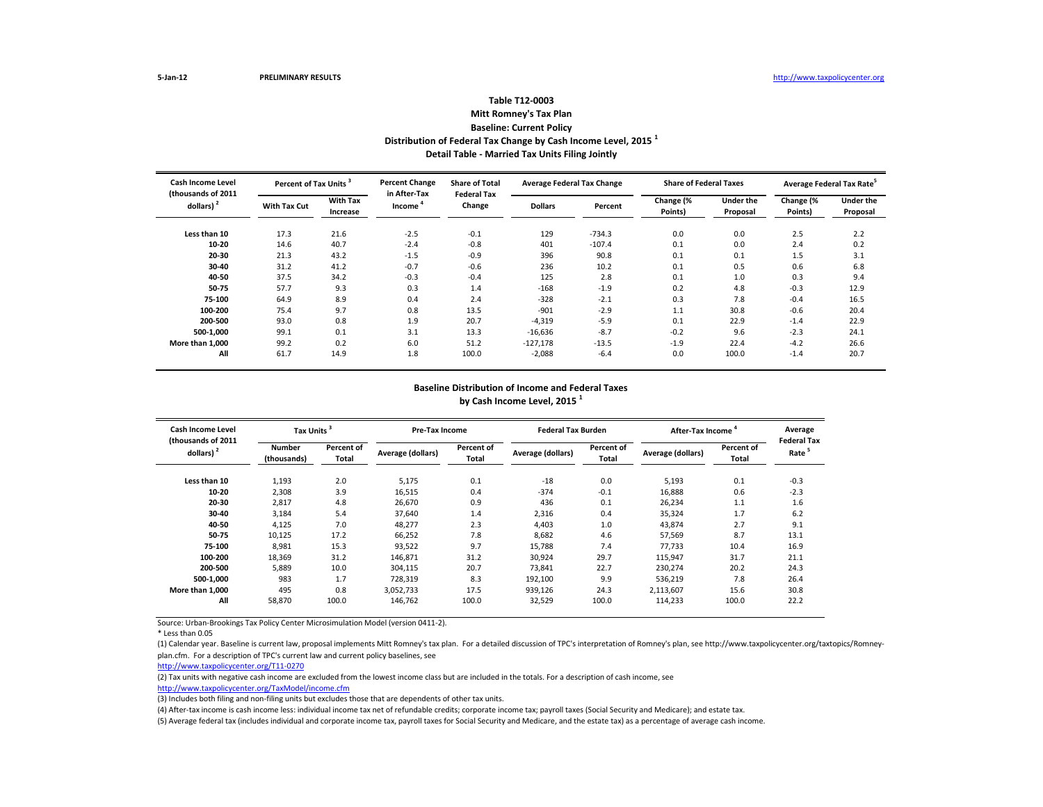5-Jan-12 **PRELIMINARY RESULTS** http://www.taxpolicycenter.org

### Table T12-0003
### Mitt Romney's Tax Plan
### Baseline: Current Policy
### Distribution of Federal Tax Change by Cash Income Level, 2015 [1]
### Detail Table - Married Tax Units Filing Jointly

| Cash Income Level (thousands of 2011 dollars) [2] | Percent of Tax Units [3] | | Percent Change in After-Tax Income [4] | Share of Total Federal Tax Change | Average Federal Tax Change | | Share of Federal Taxes | | Average Federal Tax Rate[5] | |
|---|---|---|---|---|---|---|---|---|---|---|
| | With Tax Cut | With Tax Increase | | | Dollars | Percent | Change (% Points) | Under the Proposal | Change (% Points) | Under the Proposal |
| **Less than 10** | 17.3 | 21.6 | -2.5 | -0.1 | 129 | -734.3 | 0.0 | 0.0 | 2.5 | 2.2 |
| **10-20** | 14.6 | 40.7 | -2.4 | -0.8 | 401 | -107.4 | 0.1 | 0.0 | 2.4 | 0.2 |
| **20-30** | 21.3 | 43.2 | -1.5 | -0.9 | 396 | 90.8 | 0.1 | 0.1 | 1.5 | 3.1 |
| **30-40** | 31.2 | 41.2 | -0.7 | -0.6 | 236 | 10.2 | 0.1 | 0.5 | 0.6 | 6.8 |
| **40-50** | 37.5 | 34.2 | -0.3 | -0.4 | 125 | 2.8 | 0.1 | 1.0 | 0.3 | 9.4 |
| **50-75** | 57.7 | 9.3 | 0.3 | 1.4 | -168 | -1.9 | 0.2 | 4.8 | -0.3 | 12.9 |
| **75-100** | 64.9 | 8.9 | 0.4 | 2.4 | -328 | -2.1 | 0.3 | 7.8 | -0.4 | 16.5 |
| **100-200** | 75.4 | 9.7 | 0.8 | 13.5 | -901 | -2.9 | 1.1 | 30.8 | -0.6 | 20.4 |
| **200-500** | 93.0 | 0.8 | 1.9 | 20.7 | -4,319 | -5.9 | 0.1 | 22.9 | -1.4 | 22.9 |
| **500-1,000** | 99.1 | 0.1 | 3.1 | 13.3 | -16,636 | -8.7 | -0.2 | 9.6 | -2.3 | 24.1 |
| **More than 1,000** | 99.2 | 0.2 | 6.0 | 51.2 | -127,178 | -13.5 | -1.9 | 22.4 | -4.2 | 26.6 |
| **All** | 61.7 | 14.9 | 1.8 | 100.0 | -2,088 | -6.4 | 0.0 | 100.0 | -1.4 | 20.7 |

### Baseline Distribution of Income and Federal Taxes
### by Cash Income Level, 2015 [1]

| Cash Income Level (thousands of 2011 dollars) [2] | Tax Units [3] | | Pre-Tax Income | | Federal Tax Burden | | After-Tax Income [4] | | Average Federal Tax Rate [5] |
|---|---|---|---|---|---|---|---|---|---|
| | Number (thousands) | Percent of Total | Average (dollars) | Percent of Total | Average (dollars) | Percent of Total | Average (dollars) | Percent of Total | |
| **Less than 10** | 1,193 | 2.0 | 5,175 | 0.1 | -18 | 0.0 | 5,193 | 0.1 | -0.3 |
| **10-20** | 2,308 | 3.9 | 16,515 | 0.4 | -374 | -0.1 | 16,888 | 0.6 | -2.3 |
| **20-30** | 2,817 | 4.8 | 26,670 | 0.9 | 436 | 0.1 | 26,234 | 1.1 | 1.6 |
| **30-40** | 3,184 | 5.4 | 37,640 | 1.4 | 2,316 | 0.4 | 35,324 | 1.7 | 6.2 |
| **40-50** | 4,125 | 7.0 | 48,277 | 2.3 | 4,403 | 1.0 | 43,874 | 2.7 | 9.1 |
| **50-75** | 10,125 | 17.2 | 66,252 | 7.8 | 8,682 | 4.6 | 57,569 | 8.7 | 13.1 |
| **75-100** | 8,981 | 15.3 | 93,522 | 9.7 | 15,788 | 7.4 | 77,733 | 10.4 | 16.9 |
| **100-200** | 18,369 | 31.2 | 146,871 | 31.2 | 30,924 | 29.7 | 115,947 | 31.7 | 21.1 |
| **200-500** | 5,889 | 10.0 | 304,115 | 20.7 | 73,841 | 22.7 | 230,274 | 20.2 | 24.3 |
| **500-1,000** | 983 | 1.7 | 728,319 | 8.3 | 192,100 | 9.9 | 536,219 | 7.8 | 26.4 |
| **More than 1,000** | 495 | 0.8 | 3,052,733 | 17.5 | 939,126 | 24.3 | 2,113,607 | 15.6 | 30.8 |
| **All** | 58,870 | 100.0 | 146,762 | 100.0 | 32,529 | 100.0 | 114,233 | 100.0 | 22.2 |

Source: Urban-Brookings Tax Policy Center Microsimulation Model (version 0411-2).

* Less than 0.05

(1) Calendar year. Baseline is current law, proposal implements Mitt Romney's tax plan. For a detailed discussion of TPC's interpretation of Romney's plan, see http://www.taxpolicycenter.org/taxtopics/Romney-plan.cfm. For a description of TPC's current law and current policy baselines, see http://www.taxpolicycenter.org/T11-0270

(2) Tax units with negative cash income are excluded from the lowest income class but are included in the totals. For a description of cash income, see http://www.taxpolicycenter.org/TaxModel/income.cfm

(3) Includes both filing and non-filing units but excludes those that are dependents of other tax units.

(4) After-tax income is cash income less: individual income tax net of refundable credits; corporate income tax; payroll taxes (Social Security and Medicare); and estate tax.

(5) Average federal tax (includes individual and corporate income tax, payroll taxes for Social Security and Medicare, and the estate tax) as a percentage of average cash income.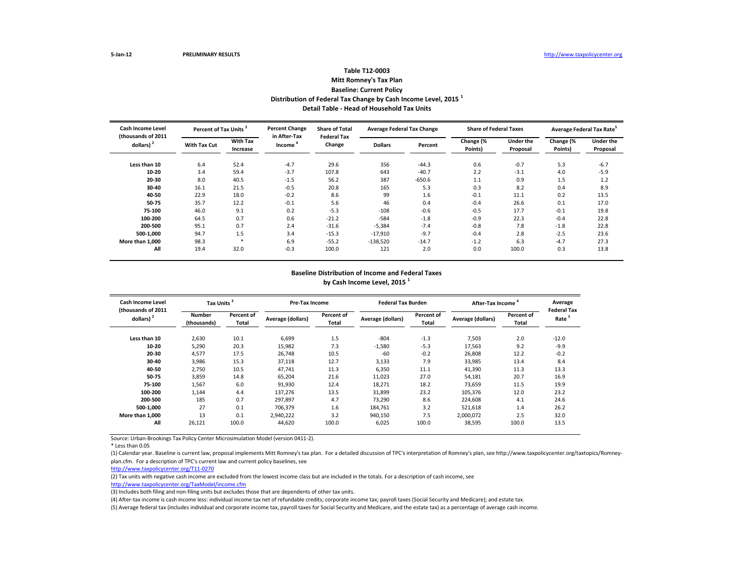5-Jan-12 **PRELIMINARY RESULTS** http://www.taxpolicycenter.org

## Table T12-0003
## Mitt Romney's Tax Plan
## Baseline: Current Policy
## Distribution of Federal Tax Change by Cash Income Level, 2015 [1]
## Detail Table - Head of Household Tax Units

| Cash Income Level (thousands of 2011 dollars) [2] | Percent of Tax Units [3] | | Percent Change in After-Tax Income [4] | Share of Total Federal Tax Change | Average Federal Tax Change | | Share of Federal Taxes | | Average Federal Tax Rate [5] | |
|---|---|---|---|---|---|---|---|---|---|---|
| | With Tax Cut | With Tax Increase | | | Dollars | Percent | Change (% Points) | Under the Proposal | Change (% Points) | Under the Proposal |
| Less than 10 | 6.4 | 52.4 | -4.7 | 29.6 | 356 | -44.3 | 0.6 | -0.7 | 5.3 | -6.7 |
| 10-20 | 3.4 | 59.4 | -3.7 | 107.8 | 643 | -40.7 | 2.2 | -3.1 | 4.0 | -5.9 |
| 20-30 | 8.0 | 40.5 | -1.5 | 56.2 | 387 | -650.6 | 1.1 | 0.9 | 1.5 | 1.2 |
| 30-40 | 16.1 | 21.5 | -0.5 | 20.8 | 165 | 5.3 | 0.3 | 8.2 | 0.4 | 8.9 |
| 40-50 | 22.9 | 18.0 | -0.2 | 8.6 | 99 | 1.6 | -0.1 | 11.1 | 0.2 | 13.5 |
| 50-75 | 35.7 | 12.2 | -0.1 | 5.6 | 46 | 0.4 | -0.4 | 26.6 | 0.1 | 17.0 |
| 75-100 | 46.0 | 9.1 | 0.2 | -5.3 | -108 | -0.6 | -0.5 | 17.7 | -0.1 | 19.8 |
| 100-200 | 64.5 | 0.7 | 0.6 | -21.2 | -584 | -1.8 | -0.9 | 22.3 | -0.4 | 22.8 |
| 200-500 | 95.1 | 0.7 | 2.4 | -31.6 | -5,384 | -7.4 | -0.8 | 7.8 | -1.8 | 22.8 |
| 500-1,000 | 94.7 | 1.5 | 3.4 | -15.3 | -17,910 | -9.7 | -0.4 | 2.8 | -2.5 | 23.6 |
| More than 1,000 | 98.3 | * | 6.9 | -55.2 | -138,520 | -14.7 | -1.2 | 6.3 | -4.7 | 27.3 |
| All | 19.4 | 32.0 | -0.3 | 100.0 | 121 | 2.0 | 0.0 | 100.0 | 0.3 | 13.8 |

## Baseline Distribution of Income and Federal Taxes by Cash Income Level, 2015 [1]

| Cash Income Level (thousands of 2011 dollars) [2] | Tax Units [3] | | Pre-Tax Income | | Federal Tax Burden | | After-Tax Income [4] | | Average Federal Tax Rate [5] |
|---|---|---|---|---|---|---|---|---|---|
| | Number (thousands) | Percent of Total | Average (dollars) | Percent of Total | Average (dollars) | Percent of Total | Average (dollars) | Percent of Total | |
| Less than 10 | 2,630 | 10.1 | 6,699 | 1.5 | -804 | -1.3 | 7,503 | 2.0 | -12.0 |
| 10-20 | 5,290 | 20.3 | 15,982 | 7.3 | -1,580 | -5.3 | 17,563 | 9.2 | -9.9 |
| 20-30 | 4,577 | 17.5 | 26,748 | 10.5 | -60 | -0.2 | 26,808 | 12.2 | -0.2 |
| 30-40 | 3,986 | 15.3 | 37,118 | 12.7 | 3,133 | 7.9 | 33,985 | 13.4 | 8.4 |
| 40-50 | 2,750 | 10.5 | 47,741 | 11.3 | 6,350 | 11.1 | 41,390 | 11.3 | 13.3 |
| 50-75 | 3,859 | 14.8 | 65,204 | 21.6 | 11,023 | 27.0 | 54,181 | 20.7 | 16.9 |
| 75-100 | 1,567 | 6.0 | 91,930 | 12.4 | 18,271 | 18.2 | 73,659 | 11.5 | 19.9 |
| 100-200 | 1,144 | 4.4 | 137,276 | 13.5 | 31,899 | 23.2 | 105,376 | 12.0 | 23.2 |
| 200-500 | 185 | 0.7 | 297,897 | 4.7 | 73,290 | 8.6 | 224,608 | 4.1 | 24.6 |
| 500-1,000 | 27 | 0.1 | 706,379 | 1.6 | 184,761 | 3.2 | 521,618 | 1.4 | 26.2 |
| More than 1,000 | 13 | 0.1 | 2,940,222 | 3.2 | 940,150 | 7.5 | 2,000,072 | 2.5 | 32.0 |
| All | 26,121 | 100.0 | 44,620 | 100.0 | 6,025 | 100.0 | 38,595 | 100.0 | 13.5 |

Source: Urban-Brookings Tax Policy Center Microsimulation Model (version 0411-2).

* Less than 0.05

(1) Calendar year. Baseline is current law, proposal implements Mitt Romney's tax plan. For a detailed discussion of TPC's interpretation of Romney's plan, see http://www.taxpolicycenter.org/taxtopics/Romney-plan.cfm. For a description of TPC's current law and current policy baselines, see http://www.taxpolicycenter.org/T11-0270

(2) Tax units with negative cash income are excluded from the lowest income class but are included in the totals. For a description of cash income, see http://www.taxpolicycenter.org/TaxModel/income.cfm

(3) Includes both filing and non-filing units but excludes those that are dependents of other tax units.

(4) After-tax income is cash income less: individual income tax net of refundable credits; corporate income tax; payroll taxes (Social Security and Medicare); and estate tax.

(5) Average federal tax (includes individual and corporate income tax, payroll taxes for Social Security and Medicare, and the estate tax) as a percentage of average cash income.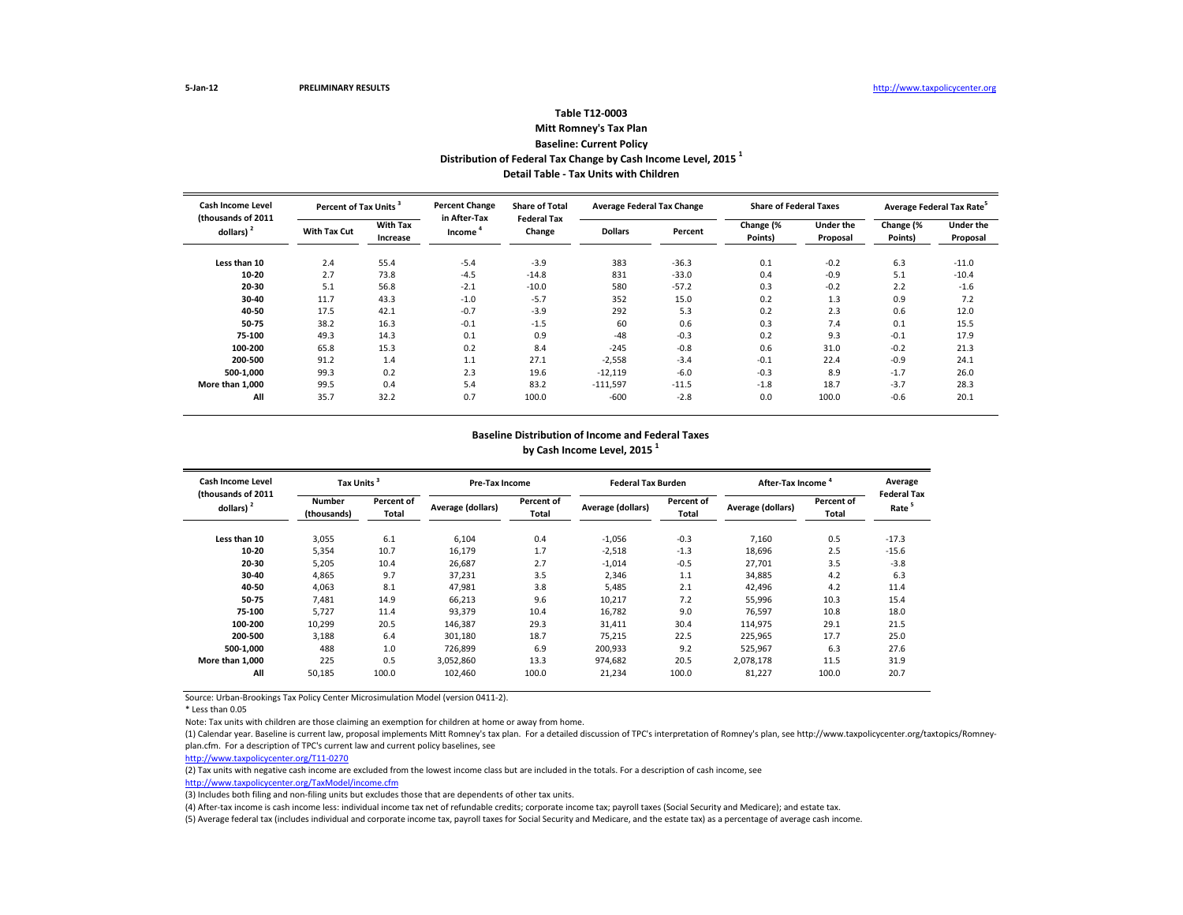5-Jan-12 PRELIMINARY RESULTS http://www.taxpolicycenter.org

# Table T12-0003
## Mitt Romney's Tax Plan
## Baseline: Current Policy
## Distribution of Federal Tax Change by Cash Income Level, 2015 [1]
## Detail Table - Tax Units with Children

| Cash Income Level (thousands of 2011 dollars) [2] | Percent of Tax Units [3] | | Percent Change in After-Tax Income [4] | Share of Total Federal Tax Change | Average Federal Tax Change | | Share of Federal Taxes | | Average Federal Tax Rate [5] | |
|---|---|---|---|---|---|---|---|---|---|---|
| | With Tax Cut | With Tax Increase | | | Dollars | Percent | Change (% Points) | Under the Proposal | Change (% Points) | Under the Proposal |
| Less than 10 | 2.4 | 55.4 | -5.4 | -3.9 | 383 | -36.3 | 0.1 | -0.2 | 6.3 | -11.0 |
| 10-20 | 2.7 | 73.8 | -4.5 | -14.8 | 831 | -33.0 | 0.4 | -0.9 | 5.1 | -10.4 |
| 20-30 | 5.1 | 56.8 | -2.1 | -10.0 | 580 | -57.2 | 0.3 | -0.2 | 2.2 | -1.6 |
| 30-40 | 11.7 | 43.3 | -1.0 | -5.7 | 352 | 15.0 | 0.2 | 1.3 | 0.9 | 7.2 |
| 40-50 | 17.5 | 42.1 | -0.7 | -3.9 | 292 | 5.3 | 0.2 | 2.3 | 0.6 | 12.0 |
| 50-75 | 38.2 | 16.3 | -0.1 | -1.5 | 60 | 0.6 | 0.3 | 7.4 | 0.1 | 15.5 |
| 75-100 | 49.3 | 14.3 | 0.1 | 0.9 | -48 | -0.3 | 0.2 | 9.3 | -0.1 | 17.9 |
| 100-200 | 65.8 | 15.3 | 0.2 | 8.4 | -245 | -0.8 | 0.6 | 31.0 | -0.2 | 21.3 |
| 200-500 | 91.2 | 1.4 | 1.1 | 27.1 | -2,558 | -3.4 | -0.1 | 22.4 | -0.9 | 24.1 |
| 500-1,000 | 99.3 | 0.2 | 2.3 | 19.6 | -12,119 | -6.0 | -0.3 | 8.9 | -1.7 | 26.0 |
| More than 1,000 | 99.5 | 0.4 | 5.4 | 83.2 | -111,597 | -11.5 | -1.8 | 18.7 | -3.7 | 28.3 |
| All | 35.7 | 32.2 | 0.7 | 100.0 | -600 | -2.8 | 0.0 | 100.0 | -0.6 | 20.1 |

## Baseline Distribution of Income and Federal Taxes by Cash Income Level, 2015 [1]

| Cash Income Level (thousands of 2011 dollars) [2] | Tax Units [3] | | Pre-Tax Income | | Federal Tax Burden | | After-Tax Income [4] | | Average Federal Tax Rate [5] |
|---|---|---|---|---|---|---|---|---|---|
| | Number (thousands) | Percent of Total | Average (dollars) | Percent of Total | Average (dollars) | Percent of Total | Average (dollars) | Percent of Total | |
| Less than 10 | 3,055 | 6.1 | 6,104 | 0.4 | -1,056 | -0.3 | 7,160 | 0.5 | -17.3 |
| 10-20 | 5,354 | 10.7 | 16,179 | 1.7 | -2,518 | -1.3 | 18,696 | 2.5 | -15.6 |
| 20-30 | 5,205 | 10.4 | 26,687 | 2.7 | -1,014 | -0.5 | 27,701 | 3.5 | -3.8 |
| 30-40 | 4,865 | 9.7 | 37,231 | 3.5 | 2,346 | 1.1 | 34,885 | 4.2 | 6.3 |
| 40-50 | 4,063 | 8.1 | 47,981 | 3.8 | 5,485 | 2.1 | 42,496 | 4.2 | 11.4 |
| 50-75 | 7,481 | 14.9 | 66,213 | 9.6 | 10,217 | 7.2 | 55,996 | 10.3 | 15.4 |
| 75-100 | 5,727 | 11.4 | 93,379 | 10.4 | 16,782 | 9.0 | 76,597 | 10.8 | 18.0 |
| 100-200 | 10,299 | 20.5 | 146,387 | 29.3 | 31,411 | 30.4 | 114,975 | 29.1 | 21.5 |
| 200-500 | 3,188 | 6.4 | 301,180 | 18.7 | 75,215 | 22.5 | 225,965 | 17.7 | 25.0 |
| 500-1,000 | 488 | 1.0 | 726,899 | 6.9 | 200,933 | 9.2 | 525,967 | 6.3 | 27.6 |
| More than 1,000 | 225 | 0.5 | 3,052,860 | 13.3 | 974,682 | 20.5 | 2,078,178 | 11.5 | 31.9 |
| All | 50,185 | 100.0 | 102,460 | 100.0 | 21,234 | 100.0 | 81,227 | 100.0 | 20.7 |

Source: Urban-Brookings Tax Policy Center Microsimulation Model (version 0411-2).

* Less than 0.05

Note: Tax units with children are those claiming an exemption for children at home or away from home.

(1) Calendar year. Baseline is current law, proposal implements Mitt Romney's tax plan. For a detailed discussion of TPC's interpretation of Romney's plan, see http://www.taxpolicycenter.org/taxtopics/Romney-plan.cfm. For a description of TPC's current law and current policy baselines, see http://www.taxpolicycenter.org/T11-0270

(2) Tax units with negative cash income are excluded from the lowest income class but are included in the totals. For a description of cash income, see http://www.taxpolicycenter.org/TaxModel/income.cfm

(3) Includes both filing and non-filing units but excludes those that are dependents of other tax units.

(4) After-tax income is cash income less: individual income tax net of refundable credits; corporate income tax; payroll taxes (Social Security and Medicare); and estate tax.

(5) Average federal tax (includes individual and corporate income tax, payroll taxes for Social Security and Medicare, and the estate tax) as a percentage of average cash income.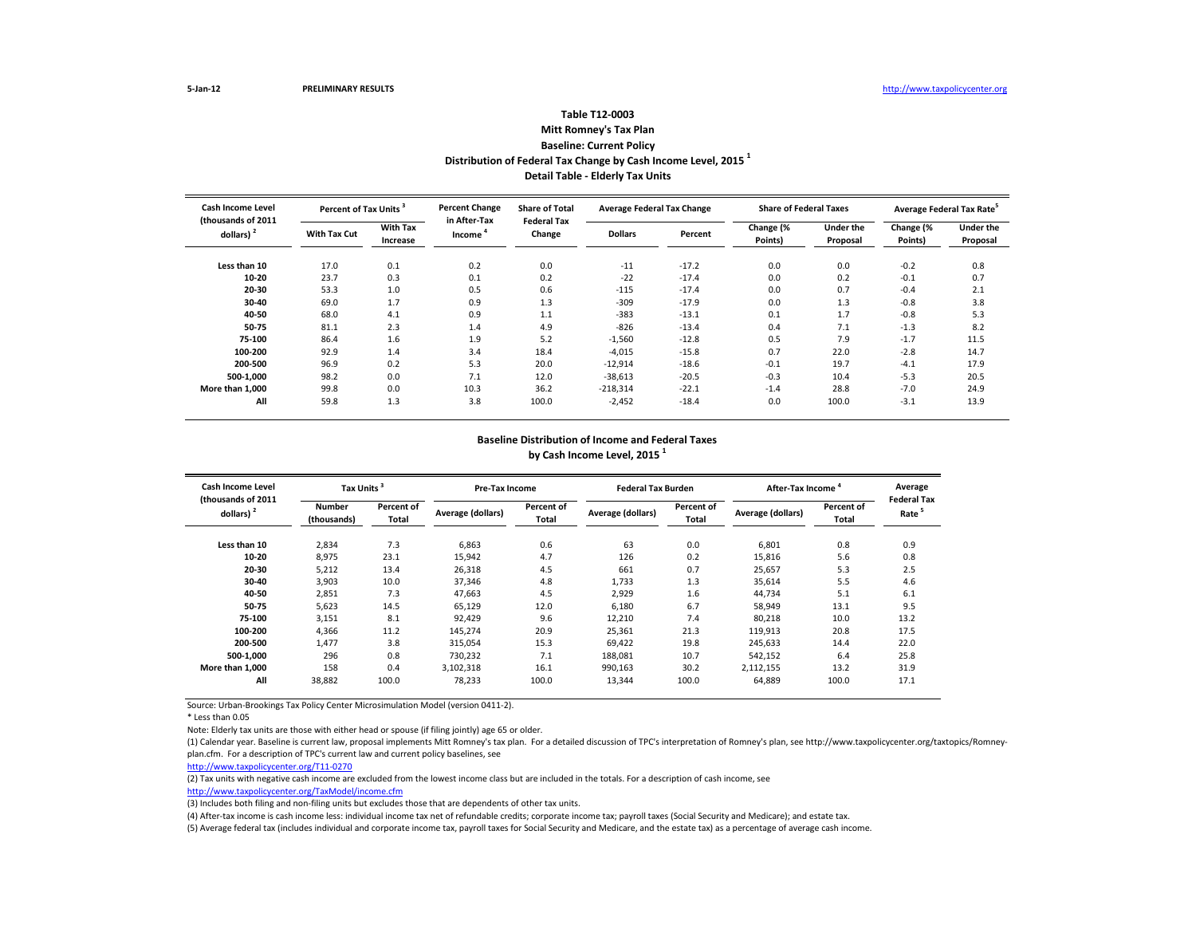5-Jan-12 PRELIMINARY RESULTS http://www.taxpolicycenter.org

## Table T12-0003
## Mitt Romney's Tax Plan
## Baseline: Current Policy
## Distribution of Federal Tax Change by Cash Income Level, 2015 [1]
## Detail Table - Elderly Tax Units

| Cash Income Level (thousands of 2011 dollars) [2] | Percent of Tax Units [3] | | Percent Change in After-Tax Income [4] | Share of Total Federal Tax Change | Average Federal Tax Change | | Share of Federal Taxes | | Average Federal Tax Rate[5] | |
|---|---|---|---|---|---|---|---|---|---|---|
| | With Tax Cut | With Tax Increase | | | Dollars | Percent | Change (% Points) | Under the Proposal | Change (% Points) | Under the Proposal |
| Less than 10 | 17.0 | 0.1 | 0.2 | 0.0 | -11 | -17.2 | 0.0 | 0.0 | -0.2 | 0.8 |
| 10-20 | 23.7 | 0.3 | 0.1 | 0.2 | -22 | -17.4 | 0.0 | 0.2 | -0.1 | 0.7 |
| 20-30 | 53.3 | 1.0 | 0.5 | 0.6 | -115 | -17.4 | 0.0 | 0.7 | -0.4 | 2.1 |
| 30-40 | 69.0 | 1.7 | 0.9 | 1.3 | -309 | -17.9 | 0.0 | 1.3 | -0.8 | 3.8 |
| 40-50 | 68.0 | 4.1 | 0.9 | 1.1 | -383 | -13.1 | 0.1 | 1.7 | -0.8 | 5.3 |
| 50-75 | 81.1 | 2.3 | 1.4 | 4.9 | -826 | -13.4 | 0.4 | 7.1 | -1.3 | 8.2 |
| 75-100 | 86.4 | 1.6 | 1.9 | 5.2 | -1,560 | -12.8 | 0.5 | 7.9 | -1.7 | 11.5 |
| 100-200 | 92.9 | 1.4 | 3.4 | 18.4 | -4,015 | -15.8 | 0.7 | 22.0 | -2.8 | 14.7 |
| 200-500 | 96.9 | 0.2 | 5.3 | 20.0 | -12,914 | -18.6 | -0.1 | 19.7 | -4.1 | 17.9 |
| 500-1,000 | 98.2 | 0.0 | 7.1 | 12.0 | -38,613 | -20.5 | -0.3 | 10.4 | -5.3 | 20.5 |
| More than 1,000 | 99.8 | 0.0 | 10.3 | 36.2 | -218,314 | -22.1 | -1.4 | 28.8 | -7.0 | 24.9 |
| All | 59.8 | 1.3 | 3.8 | 100.0 | -2,452 | -18.4 | 0.0 | 100.0 | -3.1 | 13.9 |

## Baseline Distribution of Income and Federal Taxes
## by Cash Income Level, 2015 [1]

| Cash Income Level (thousands of 2011 dollars) [2] | Tax Units [3] | | Pre-Tax Income | | Federal Tax Burden | | After-Tax Income [4] | | Average Federal Tax Rate [5] |
|---|---|---|---|---|---|---|---|---|---|
| | Number (thousands) | Percent of Total | Average (dollars) | Percent of Total | Average (dollars) | Percent of Total | Average (dollars) | Percent of Total | |
| Less than 10 | 2,834 | 7.3 | 6,863 | 0.6 | 63 | 0.0 | 6,801 | 0.8 | 0.9 |
| 10-20 | 8,975 | 23.1 | 15,942 | 4.7 | 126 | 0.2 | 15,816 | 5.6 | 0.8 |
| 20-30 | 5,212 | 13.4 | 26,318 | 4.5 | 661 | 0.7 | 25,657 | 5.3 | 2.5 |
| 30-40 | 3,903 | 10.0 | 37,346 | 4.8 | 1,733 | 1.3 | 35,614 | 5.5 | 4.6 |
| 40-50 | 2,851 | 7.3 | 47,663 | 4.5 | 2,929 | 1.6 | 44,734 | 5.1 | 6.1 |
| 50-75 | 5,623 | 14.5 | 65,129 | 12.0 | 6,180 | 6.7 | 58,949 | 13.1 | 9.5 |
| 75-100 | 3,151 | 8.1 | 92,429 | 9.6 | 12,210 | 7.4 | 80,218 | 10.0 | 13.2 |
| 100-200 | 4,366 | 11.2 | 145,274 | 20.9 | 25,361 | 21.3 | 119,913 | 20.8 | 17.5 |
| 200-500 | 1,477 | 3.8 | 315,054 | 15.3 | 69,422 | 19.8 | 245,633 | 14.4 | 22.0 |
| 500-1,000 | 296 | 0.8 | 730,232 | 7.1 | 188,081 | 10.7 | 542,152 | 6.4 | 25.8 |
| More than 1,000 | 158 | 0.4 | 3,102,318 | 16.1 | 990,163 | 30.2 | 2,112,155 | 13.2 | 31.9 |
| All | 38,882 | 100.0 | 78,233 | 100.0 | 13,344 | 100.0 | 64,889 | 100.0 | 17.1 |

Source: Urban-Brookings Tax Policy Center Microsimulation Model (version 0411-2).

* Less than 0.05

Note: Elderly tax units are those with either head or spouse (if filing jointly) age 65 or older.

(1) Calendar year. Baseline is current law, proposal implements Mitt Romney's tax plan. For a detailed discussion of TPC's interpretation of Romney's plan, see http://www.taxpolicycenter.org/taxtopics/Romney-plan.cfm. For a description of TPC's current law and current policy baselines, see http://www.taxpolicycenter.org/T11-0270

(2) Tax units with negative cash income are excluded from the lowest income class but are included in the totals. For a description of cash income, see http://www.taxpolicycenter.org/TaxModel/income.cfm

(3) Includes both filing and non-filing units but excludes those that are dependents of other tax units.

(4) After-tax income is cash income less: individual income tax net of refundable credits; corporate income tax; payroll taxes (Social Security and Medicare); and estate tax.

(5) Average federal tax (includes individual and corporate income tax, payroll taxes for Social Security and Medicare, and the estate tax) as a percentage of average cash income.